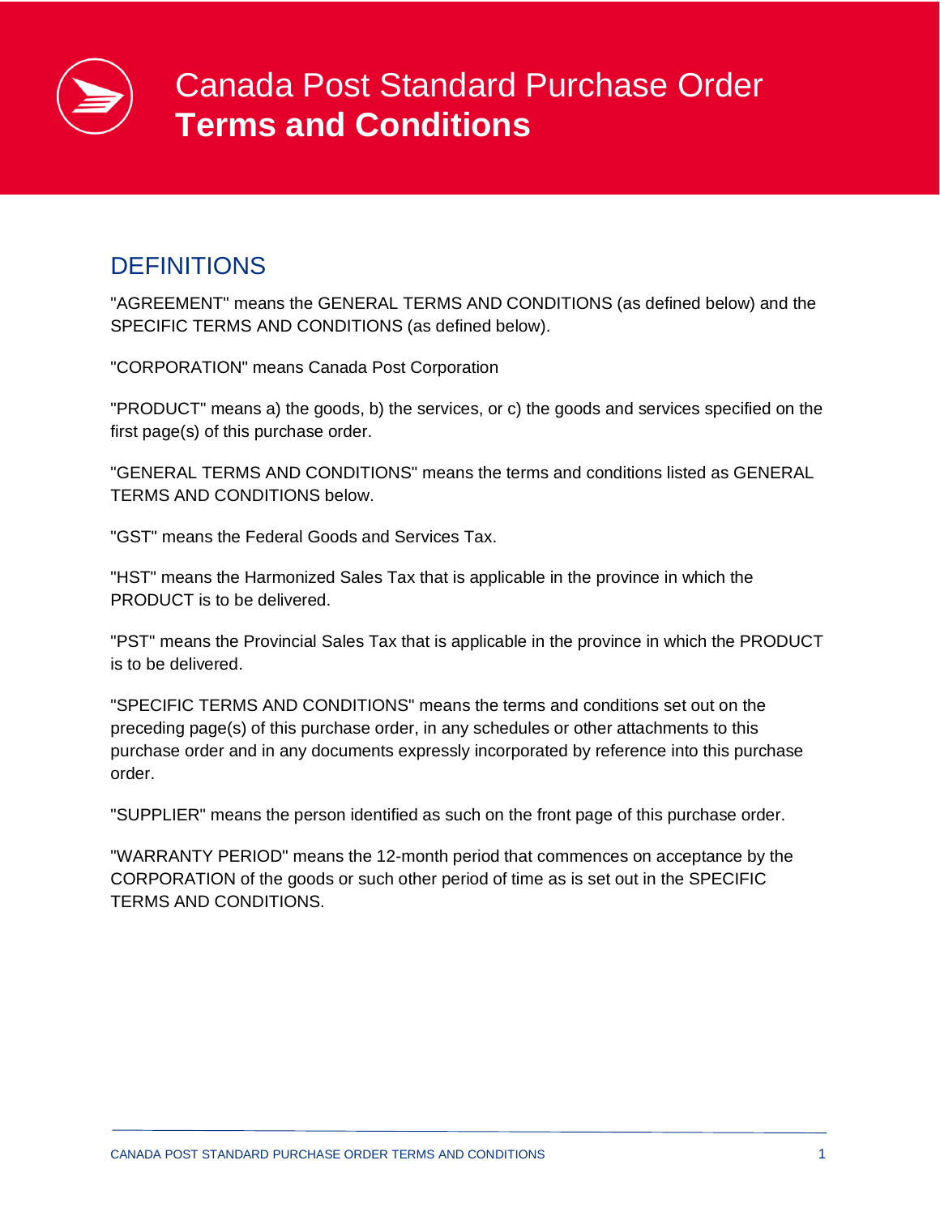# Canada Post Standard Purchase Order **Terms and Conditions**

## DEFINITIONS

"AGREEMENT" means the GENERAL TERMS AND CONDITIONS (as defined below) and the SPECIFIC TERMS AND CONDITIONS (as defined below).

"CORPORATION" means Canada Post Corporation

"PRODUCT" means a) the goods, b) the services, or c) the goods and services specified on the first page(s) of this purchase order.

"GENERAL TERMS AND CONDITIONS" means the terms and conditions listed as GENERAL TERMS AND CONDITIONS below.

"GST" means the Federal Goods and Services Tax.

"HST" means the Harmonized Sales Tax that is applicable in the province in which the PRODUCT is to be delivered.

"PST" means the Provincial Sales Tax that is applicable in the province in which the PRODUCT is to be delivered.

"SPECIFIC TERMS AND CONDITIONS" means the terms and conditions set out on the preceding page(s) of this purchase order, in any schedules or other attachments to this purchase order and in any documents expressly incorporated by reference into this purchase order.

"SUPPLIER" means the person identified as such on the front page of this purchase order.

"WARRANTY PERIOD" means the 12-month period that commences on acceptance by the CORPORATION of the goods or such other period of time as is set out in the SPECIFIC TERMS AND CONDITIONS.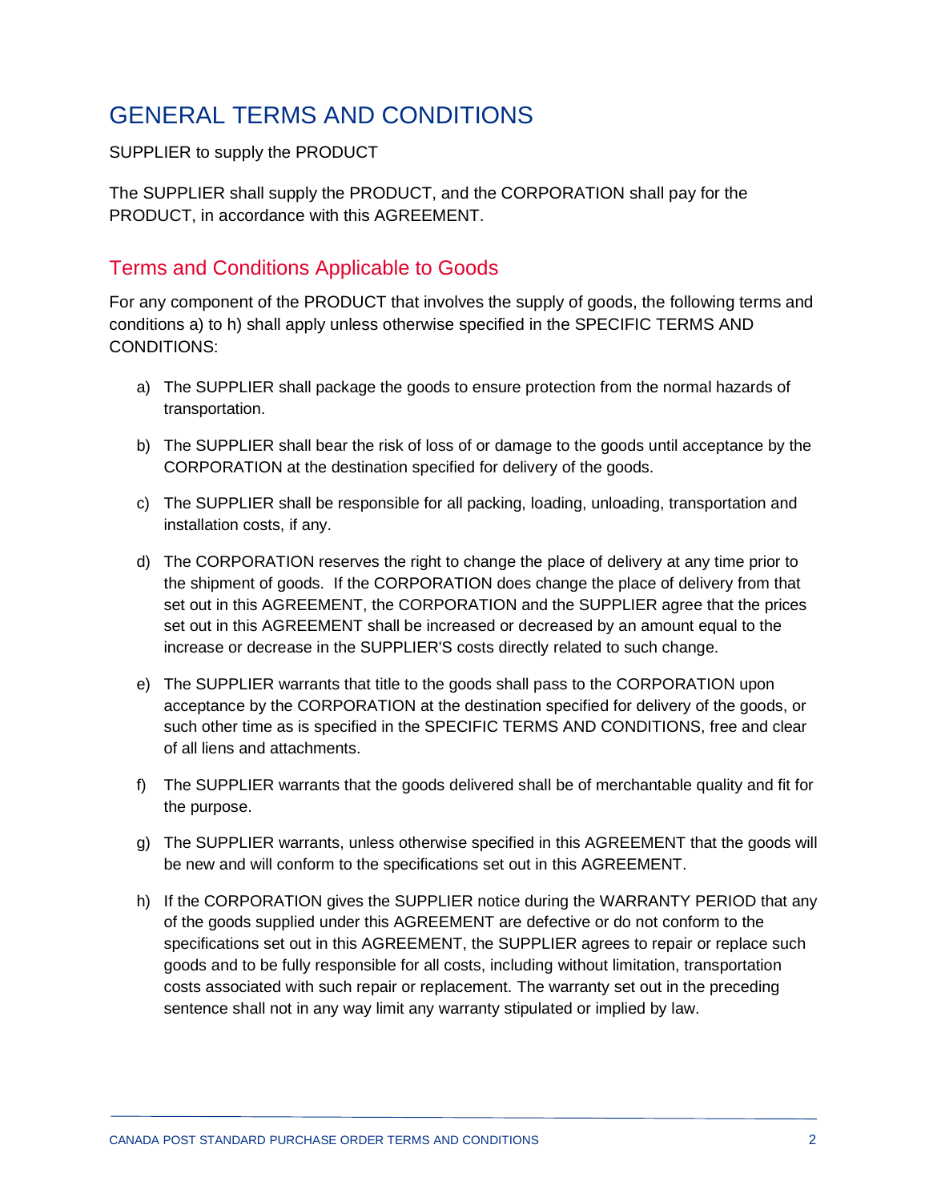# GENERAL TERMS AND CONDITIONS

SUPPLIER to supply the PRODUCT

The SUPPLIER shall supply the PRODUCT, and the CORPORATION shall pay for the PRODUCT, in accordance with this AGREEMENT.

## Terms and Conditions Applicable to Goods

For any component of the PRODUCT that involves the supply of goods, the following terms and conditions a) to h) shall apply unless otherwise specified in the SPECIFIC TERMS AND CONDITIONS:

a) The SUPPLIER shall package the goods to ensure protection from the normal hazards of transportation.

b) The SUPPLIER shall bear the risk of loss of or damage to the goods until acceptance by the CORPORATION at the destination specified for delivery of the goods.

c) The SUPPLIER shall be responsible for all packing, loading, unloading, transportation and installation costs, if any.

d) The CORPORATION reserves the right to change the place of delivery at any time prior to the shipment of goods. If the CORPORATION does change the place of delivery from that set out in this AGREEMENT, the CORPORATION and the SUPPLIER agree that the prices set out in this AGREEMENT shall be increased or decreased by an amount equal to the increase or decrease in the SUPPLIER'S costs directly related to such change.

e) The SUPPLIER warrants that title to the goods shall pass to the CORPORATION upon acceptance by the CORPORATION at the destination specified for delivery of the goods, or such other time as is specified in the SPECIFIC TERMS AND CONDITIONS, free and clear of all liens and attachments.

f) The SUPPLIER warrants that the goods delivered shall be of merchantable quality and fit for the purpose.

g) The SUPPLIER warrants, unless otherwise specified in this AGREEMENT that the goods will be new and will conform to the specifications set out in this AGREEMENT.

h) If the CORPORATION gives the SUPPLIER notice during the WARRANTY PERIOD that any of the goods supplied under this AGREEMENT are defective or do not conform to the specifications set out in this AGREEMENT, the SUPPLIER agrees to repair or replace such goods and to be fully responsible for all costs, including without limitation, transportation costs associated with such repair or replacement. The warranty set out in the preceding sentence shall not in any way limit any warranty stipulated or implied by law.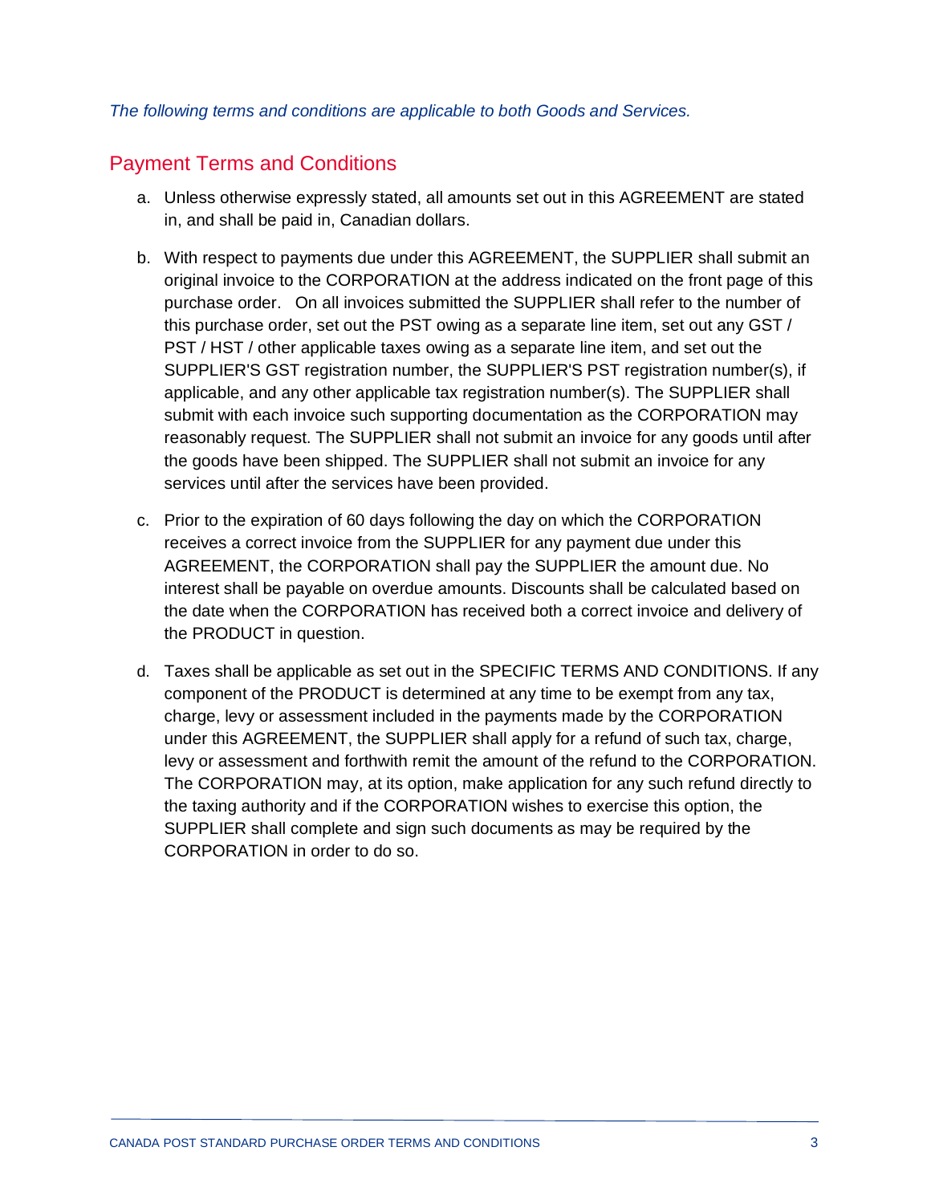*The following terms and conditions are applicable to both Goods and Services.*

## Payment Terms and Conditions

a. Unless otherwise expressly stated, all amounts set out in this AGREEMENT are stated in, and shall be paid in, Canadian dollars.

b. With respect to payments due under this AGREEMENT, the SUPPLIER shall submit an original invoice to the CORPORATION at the address indicated on the front page of this purchase order. On all invoices submitted the SUPPLIER shall refer to the number of this purchase order, set out the PST owing as a separate line item, set out any GST / PST / HST / other applicable taxes owing as a separate line item, and set out the SUPPLIER'S GST registration number, the SUPPLIER'S PST registration number(s), if applicable, and any other applicable tax registration number(s). The SUPPLIER shall submit with each invoice such supporting documentation as the CORPORATION may reasonably request. The SUPPLIER shall not submit an invoice for any goods until after the goods have been shipped. The SUPPLIER shall not submit an invoice for any services until after the services have been provided.

c. Prior to the expiration of 60 days following the day on which the CORPORATION receives a correct invoice from the SUPPLIER for any payment due under this AGREEMENT, the CORPORATION shall pay the SUPPLIER the amount due. No interest shall be payable on overdue amounts. Discounts shall be calculated based on the date when the CORPORATION has received both a correct invoice and delivery of the PRODUCT in question.

d. Taxes shall be applicable as set out in the SPECIFIC TERMS AND CONDITIONS. If any component of the PRODUCT is determined at any time to be exempt from any tax, charge, levy or assessment included in the payments made by the CORPORATION under this AGREEMENT, the SUPPLIER shall apply for a refund of such tax, charge, levy or assessment and forthwith remit the amount of the refund to the CORPORATION. The CORPORATION may, at its option, make application for any such refund directly to the taxing authority and if the CORPORATION wishes to exercise this option, the SUPPLIER shall complete and sign such documents as may be required by the CORPORATION in order to do so.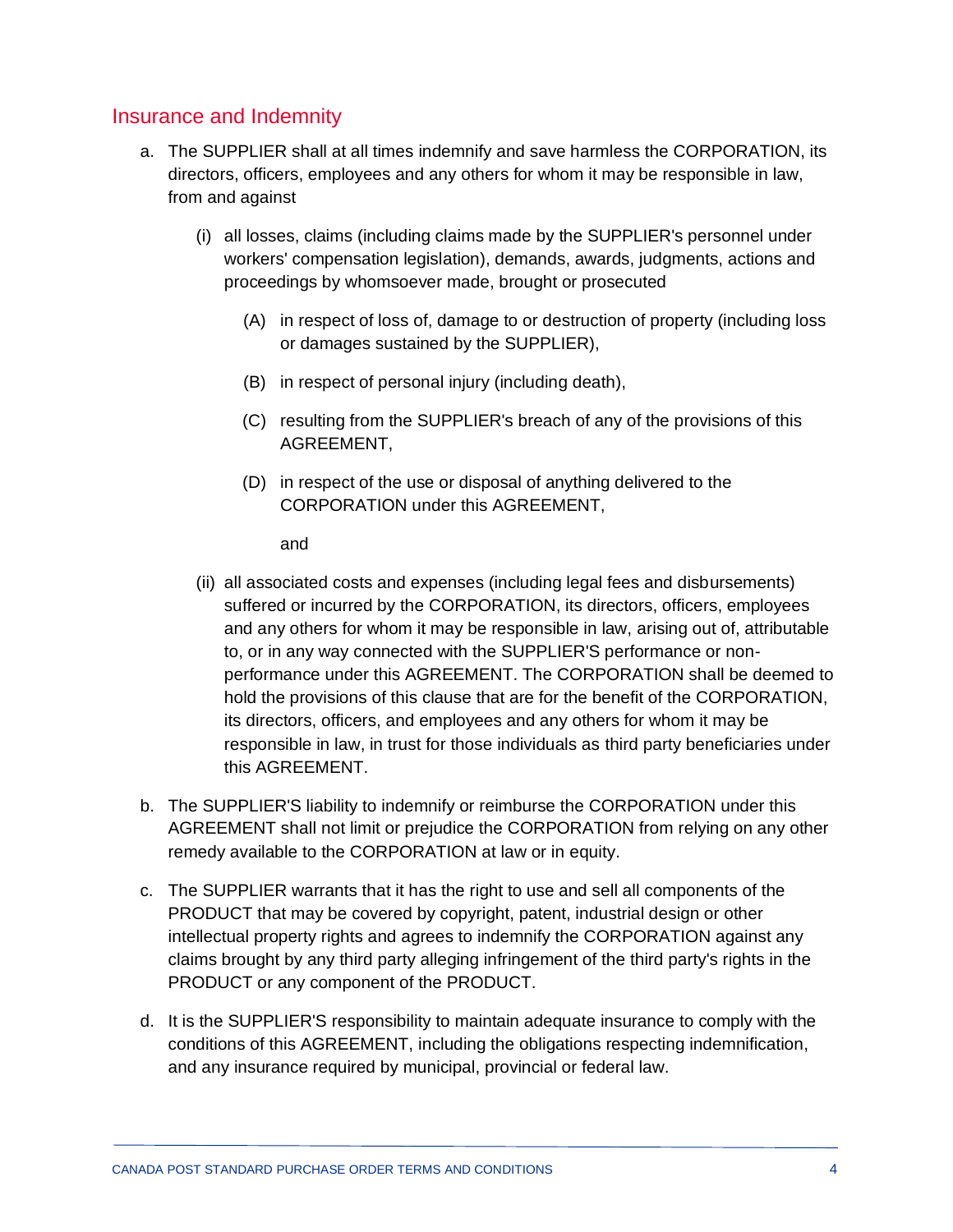## Insurance and Indemnity

a. The SUPPLIER shall at all times indemnify and save harmless the CORPORATION, its directors, officers, employees and any others for whom it may be responsible in law, from and against

   (i) all losses, claims (including claims made by the SUPPLIER's personnel under workers' compensation legislation), demands, awards, judgments, actions and proceedings by whomsoever made, brought or prosecuted

      (A) in respect of loss of, damage to or destruction of property (including loss or damages sustained by the SUPPLIER),

      (B) in respect of personal injury (including death),

      (C) resulting from the SUPPLIER's breach of any of the provisions of this AGREEMENT,

      (D) in respect of the use or disposal of anything delivered to the CORPORATION under this AGREEMENT,

      and

   (ii) all associated costs and expenses (including legal fees and disbursements) suffered or incurred by the CORPORATION, its directors, officers, employees and any others for whom it may be responsible in law, arising out of, attributable to, or in any way connected with the SUPPLIER'S performance or non-performance under this AGREEMENT. The CORPORATION shall be deemed to hold the provisions of this clause that are for the benefit of the CORPORATION, its directors, officers, and employees and any others for whom it may be responsible in law, in trust for those individuals as third party beneficiaries under this AGREEMENT.

b. The SUPPLIER'S liability to indemnify or reimburse the CORPORATION under this AGREEMENT shall not limit or prejudice the CORPORATION from relying on any other remedy available to the CORPORATION at law or in equity.

c. The SUPPLIER warrants that it has the right to use and sell all components of the PRODUCT that may be covered by copyright, patent, industrial design or other intellectual property rights and agrees to indemnify the CORPORATION against any claims brought by any third party alleging infringement of the third party's rights in the PRODUCT or any component of the PRODUCT.

d. It is the SUPPLIER'S responsibility to maintain adequate insurance to comply with the conditions of this AGREEMENT, including the obligations respecting indemnification, and any insurance required by municipal, provincial or federal law.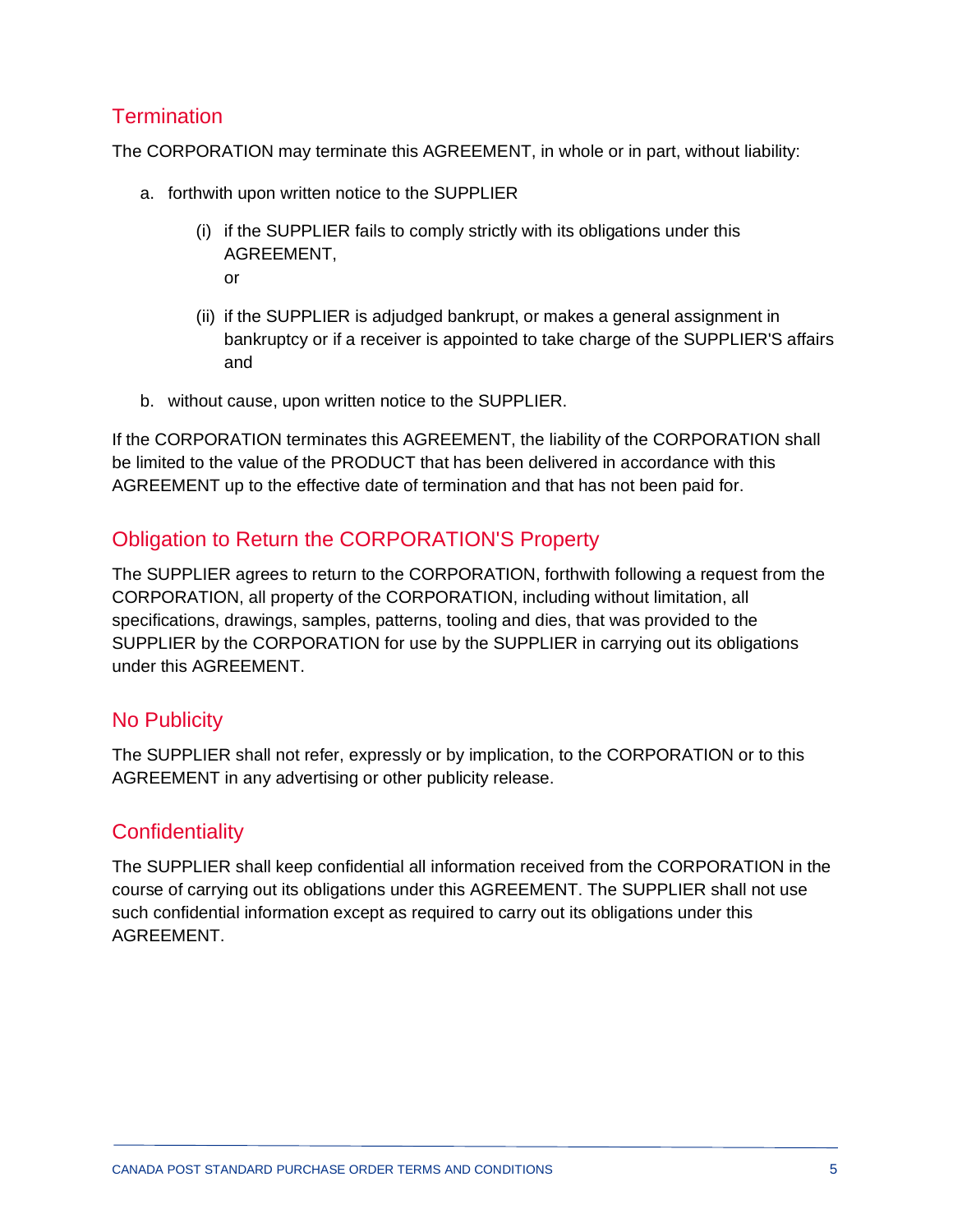## Termination

The CORPORATION may terminate this AGREEMENT, in whole or in part, without liability:

a. forthwith upon written notice to the SUPPLIER

   (i) if the SUPPLIER fails to comply strictly with its obligations under this AGREEMENT,
   or

   (ii) if the SUPPLIER is adjudged bankrupt, or makes a general assignment in bankruptcy or if a receiver is appointed to take charge of the SUPPLIER'S affairs and

b. without cause, upon written notice to the SUPPLIER.

If the CORPORATION terminates this AGREEMENT, the liability of the CORPORATION shall be limited to the value of the PRODUCT that has been delivered in accordance with this AGREEMENT up to the effective date of termination and that has not been paid for.

## Obligation to Return the CORPORATION'S Property

The SUPPLIER agrees to return to the CORPORATION, forthwith following a request from the CORPORATION, all property of the CORPORATION, including without limitation, all specifications, drawings, samples, patterns, tooling and dies, that was provided to the SUPPLIER by the CORPORATION for use by the SUPPLIER in carrying out its obligations under this AGREEMENT.

## No Publicity

The SUPPLIER shall not refer, expressly or by implication, to the CORPORATION or to this AGREEMENT in any advertising or other publicity release.

## Confidentiality

The SUPPLIER shall keep confidential all information received from the CORPORATION in the course of carrying out its obligations under this AGREEMENT. The SUPPLIER shall not use such confidential information except as required to carry out its obligations under this AGREEMENT.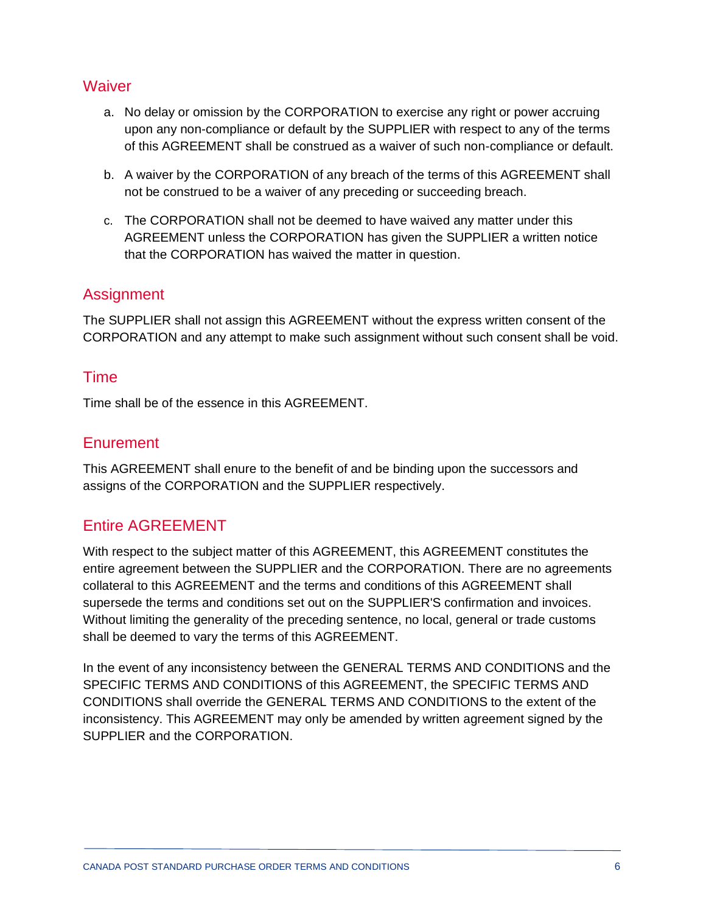## Waiver

a. No delay or omission by the CORPORATION to exercise any right or power accruing upon any non-compliance or default by the SUPPLIER with respect to any of the terms of this AGREEMENT shall be construed as a waiver of such non-compliance or default.

b. A waiver by the CORPORATION of any breach of the terms of this AGREEMENT shall not be construed to be a waiver of any preceding or succeeding breach.

c. The CORPORATION shall not be deemed to have waived any matter under this AGREEMENT unless the CORPORATION has given the SUPPLIER a written notice that the CORPORATION has waived the matter in question.

## Assignment

The SUPPLIER shall not assign this AGREEMENT without the express written consent of the CORPORATION and any attempt to make such assignment without such consent shall be void.

## Time

Time shall be of the essence in this AGREEMENT.

## Enurement

This AGREEMENT shall enure to the benefit of and be binding upon the successors and assigns of the CORPORATION and the SUPPLIER respectively.

## Entire AGREEMENT

With respect to the subject matter of this AGREEMENT, this AGREEMENT constitutes the entire agreement between the SUPPLIER and the CORPORATION. There are no agreements collateral to this AGREEMENT and the terms and conditions of this AGREEMENT shall supersede the terms and conditions set out on the SUPPLIER'S confirmation and invoices. Without limiting the generality of the preceding sentence, no local, general or trade customs shall be deemed to vary the terms of this AGREEMENT.

In the event of any inconsistency between the GENERAL TERMS AND CONDITIONS and the SPECIFIC TERMS AND CONDITIONS of this AGREEMENT, the SPECIFIC TERMS AND CONDITIONS shall override the GENERAL TERMS AND CONDITIONS to the extent of the inconsistency. This AGREEMENT may only be amended by written agreement signed by the SUPPLIER and the CORPORATION.